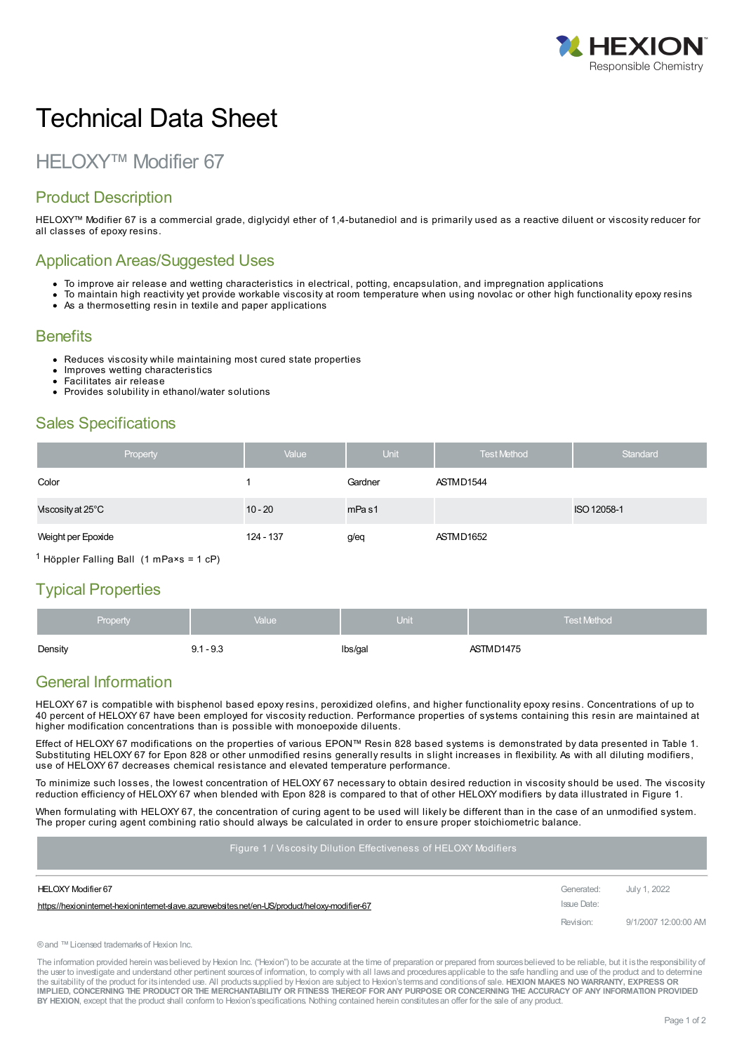# Technical Data Sheet

## HELOXY™ Modifier 67

### Product Description

HELOXY™ Modifier 67 is a commercial grade, diglycidyl ether of 1,4-butanediol and is primarily used as a reactive diluent or viscosity reducer for all classes of epoxy resins.

### Application Areas/Suggested Uses

- To improve air release and wetting characteristics in electrical, potting, encapsulation, and impregnation applications
- To maintain high reactivity yet provide workable viscosity at room temperature when using novolac or other high functionality epoxy resins
- As a thermosetting resin in textile and paper applications

### Benefits

- Reduces viscosity while maintaining most cured state properties
- Improves wetting characteristics
- Facilitates air release
- Provides solubility in ethanol/water solutions

### Sales Specifications

| Property | Value | Unit | Test Method | Standard |
|---|---|---|---|---|
| Color | 1 | Gardner | ASTM D1544 | |
| Viscosity at 25°C | 10 - 20 | mPa s[1] | | ISO 12058-1 |
| Weight per Epoxide | 124 - 137 | g/eq | ASTM D1652 | |

[1] Höppler Falling Ball (1 mPa×s = 1 cP)

### Typical Properties

| Property | Value | Unit | Test Method |
|---|---|---|---|
| Density | 9.1 - 9.3 | lbs/gal | ASTM D1475 |

### General Information

HELOXY 67 is compatible with bisphenol based epoxy resins, peroxidized olefins, and higher functionality epoxy resins. Concentrations of up to 40 percent of HELOXY 67 have been employed for viscosity reduction. Performance properties of systems containing this resin are maintained at higher modification concentrations than is possible with monoepoxide diluents.

Effect of HELOXY 67 modifications on the properties of various EPON™ Resin 828 based systems is demonstrated by data presented in Table 1. Substituting HELOXY 67 for Epon 828 or other unmodified resins generally results in slight increases in flexibility. As with all diluting modifiers, use of HELOXY 67 decreases chemical resistance and elevated temperature performance.

To minimize such losses, the lowest concentration of HELOXY 67 necessary to obtain desired reduction in viscosity should be used. The viscosity reduction efficiency of HELOXY 67 when blended with Epon 828 is compared to that of other HELOXY modifiers by data illustrated in Figure 1.

When formulating with HELOXY 67, the concentration of curing agent to be used will likely be different than in the case of an unmodified system. The proper curing agent combining ratio should always be calculated in order to ensure proper stoichiometric balance.

Figure 1 / Viscosity Dilution Effectiveness of HELOXY Modifiers

HELOXY Modifier 67
https://hexioninternet-hexioninternet-slave.azurewebsites.net/en-US/product/heloxy-modifier-67

Generated: July 1, 2022
Issue Date:
Revision: 9/1/2007 12:00:00 AM

® and ™ Licensed trademarks of Hexion Inc.

The information provided herein was believed by Hexion Inc. ("Hexion") to be accurate at the time of preparation or prepared from sources believed to be reliable, but it is the responsibility of the user to investigate and understand other pertinent sources of information, to comply with all laws and procedures applicable to the safe handling and use of the product and to determine the suitability of the product for its intended use. All products supplied by Hexion are subject to Hexion's terms and conditions of sale. **HEXION MAKES NO WARRANTY, EXPRESS OR IMPLIED, CONCERNING THE PRODUCT OR THE MERCHANTABILITY OR FITNESS THEREOF FOR ANY PURPOSE OR CONCERNING THE ACCURACY OF ANY INFORMATION PROVIDED BY HEXION**, except that the product shall conform to Hexion's specifications. Nothing contained herein constitutes an offer for the sale of any product.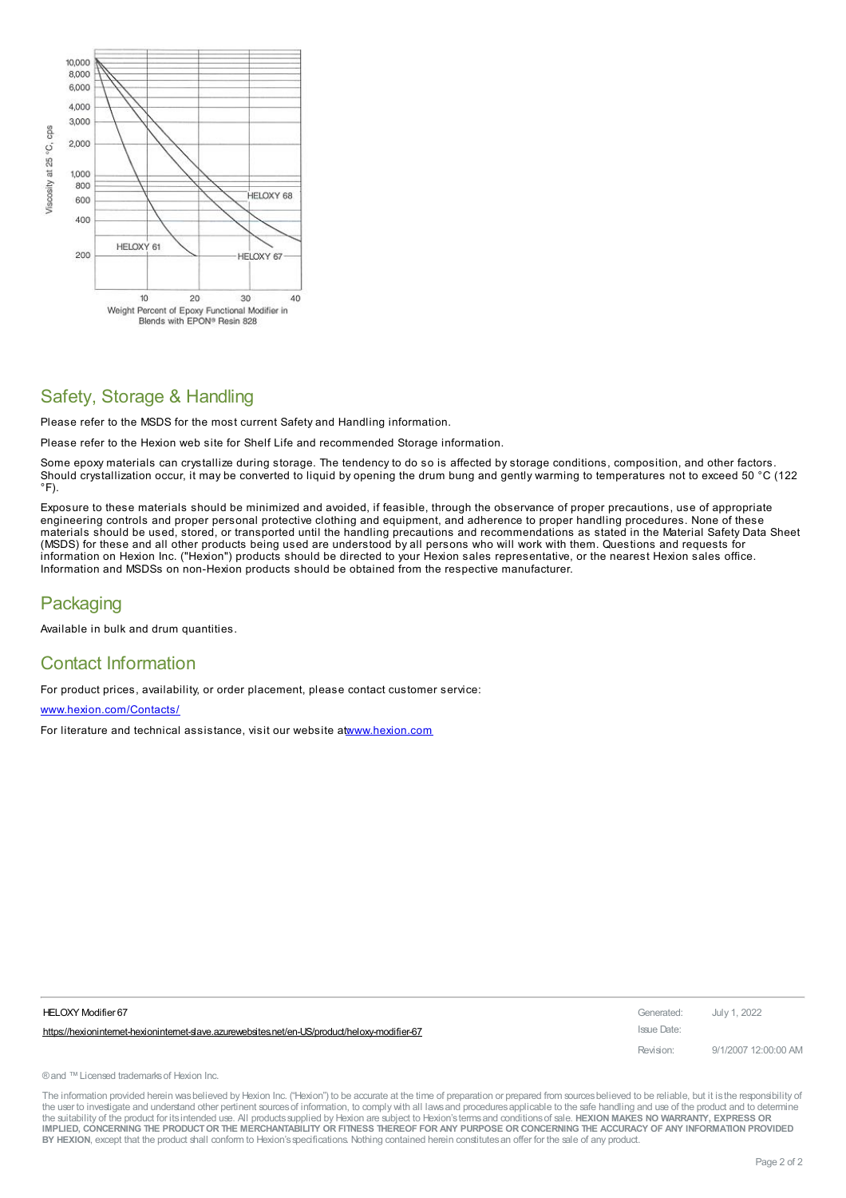10,000
8,000
6,000
4,000
3,000
2,000
1,000
800
600
400
200

Viscosity at 25 °C, cps

HELOXY 68
HELOXY 61
HELOXY 67

10
20
30
40

Weight Percent of Epoxy Functional Modifier in Blends with EPON® Resin 828

## Safety, Storage & Handling

Please refer to the MSDS for the most current Safety and Handling information.

Please refer to the Hexion web site for Shelf Life and recommended Storage information.

Some epoxy materials can crystallize during storage. The tendency to do so is affected by storage conditions, composition, and other factors. Should crystallization occur, it may be converted to liquid by opening the drum bung and gently warming to temperatures not to exceed 50 °C (122 °F).

Exposure to these materials should be minimized and avoided, if feasible, through the observance of proper precautions, use of appropriate engineering controls and proper personal protective clothing and equipment, and adherence to proper handling procedures. None of these materials should be used, stored, or transported until the handling precautions and recommendations as stated in the Material Safety Data Sheet (MSDS) for these and all other products being used are understood by all persons who will work with them. Questions and requests for information on Hexion Inc. ("Hexion") products should be directed to your Hexion sales representative, or the nearest Hexion sales office. Information and MSDSs on non-Hexion products should be obtained from the respective manufacturer.

## Packaging

Available in bulk and drum quantities.

## Contact Information

For product prices, availability, or order placement, please contact customer service:

www.hexion.com/Contacts/

For literature and technical assistance, visit our website at www.hexion.com

HELOXY Modifier 67

https://hexioninternet-hexioninternet-slave.azurewebsites.net/en-US/product/heloxy-modifier-67

| | |
|---|---|
| Generated: | July 1, 2022 |
| Issue Date: | |
| Revision: | 9/1/2007 12:00:00 AM |

® and ™ Licensed trademarks of Hexion Inc.

The information provided herein was believed by Hexion Inc. ("Hexion") to be accurate at the time of preparation or prepared from sources believed to be reliable, but it is the responsibility of the user to investigate and understand other pertinent sources of information, to comply with all laws and procedures applicable to the safe handling and use of the product and to determine the suitability of the product for its intended use. All products supplied by Hexion are subject to Hexion's terms and conditions of sale. **HEXION MAKES NO WARRANTY, EXPRESS OR IMPLIED, CONCERNING THE PRODUCT OR THE MERCHANTABILITY OR FITNESS THEREOF FOR ANY PURPOSE OR CONCERNING THE ACCURACY OF ANY INFORMATION PROVIDED BY HEXION**, except that the product shall conform to Hexion's specifications. Nothing contained herein constitutes an offer for the sale of any product.